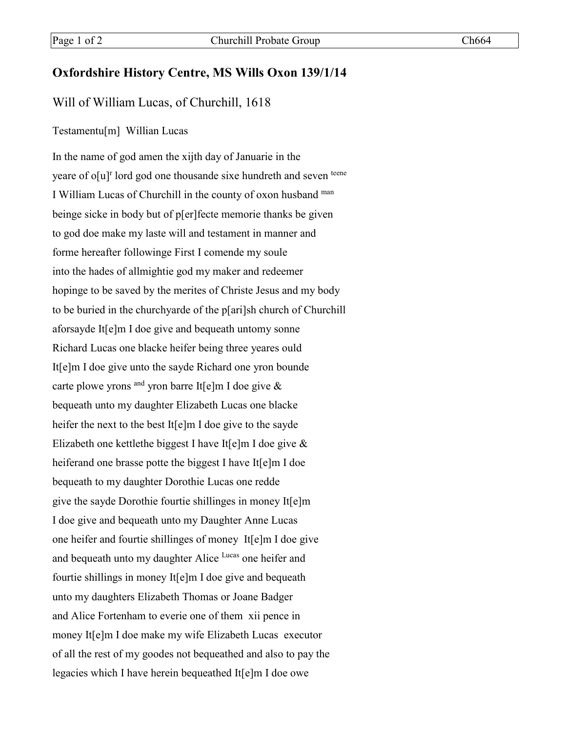## Oxfordshire History Centre, MS Wills Oxon 139/1/14

Will of William Lucas, of Churchill, 1618

Testamentu[m] Willian Lucas

In the name of god amen the xijth day of Januarie in the
yeare of o[u]r lord god one thousande sixe hundreth and seven teene
I William Lucas of Churchill in the county of oxon husband man
beinge sicke in body but of p[er]fecte memorie thanks be given
to god doe make my laste will and testament in manner and
forme hereafter followinge First I comende my soule
into the hades of allmightie god my maker and redeemer
hopinge to be saved by the merites of Christe Jesus and my body
to be buried in the churchyarde of the p[ari]sh church of Churchill
aforsayde It[e]m I doe give and bequeath untomy sonne
Richard Lucas one blacke heifer being three yeares ould
It[e]m I doe give unto the sayde Richard one yron bounde
carte plowe yrons and yron barre It[e]m I doe give &
bequeath unto my daughter Elizabeth Lucas one blacke
heifer the next to the best It[e]m I doe give to the sayde
Elizabeth one kettlethe biggest I have It[e]m I doe give &
heiferand one brasse potte the biggest I have It[e]m I doe
bequeath to my daughter Dorothie Lucas one redde
give the sayde Dorothie fourtie shillinges in money It[e]m
I doe give and bequeath unto my Daughter Anne Lucas
one heifer and fourtie shillinges of money It[e]m I doe give
and bequeath unto my daughter Alice Lucas one heifer and
fourtie shillings in money It[e]m I doe give and bequeath
unto my daughters Elizabeth Thomas or Joane Badger
and Alice Fortenham to everie one of them xii pence in
money It[e]m I doe make my wife Elizabeth Lucas executor
of all the rest of my goodes not bequeathed and also to pay the
legacies which I have herein bequeathed It[e]m I doe owe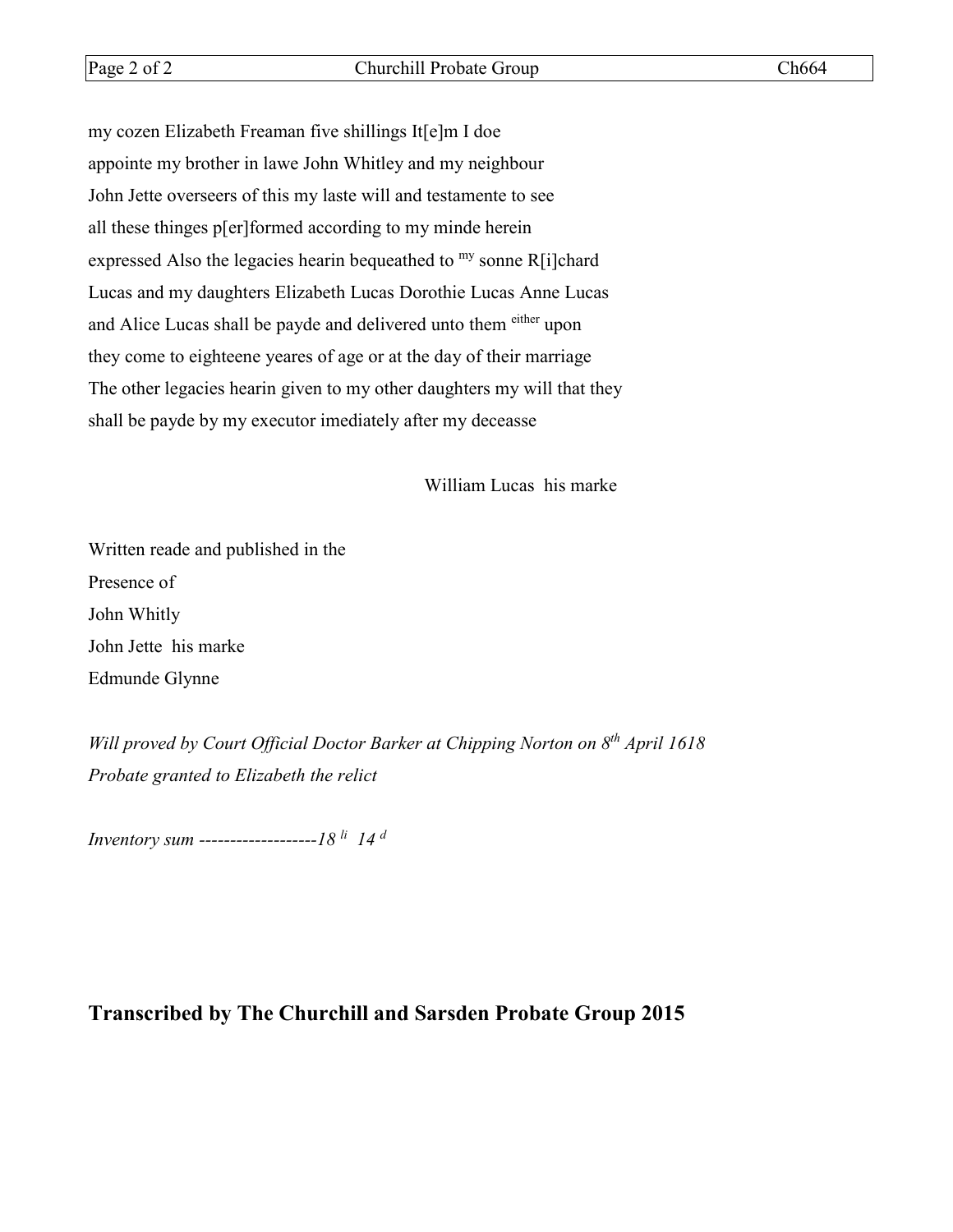my cozen Elizabeth Freaman five shillings It[e]m I doe
appointe my brother in lawe John Whitley and my neighbour
John Jette overseers of this my laste will and testamente to see
all these thinges p[er]formed according to my minde herein
expressed Also the legacies hearin bequeathed to my sonne R[i]chard
Lucas and my daughters Elizabeth Lucas Dorothie Lucas Anne Lucas
and Alice Lucas shall be payde and delivered unto them either upon
they come to eighteene yeares of age or at the day of their marriage
The other legacies hearin given to my other daughters my will that they
shall be payde by my executor imediately after my deceasse

William Lucas his marke

Written reade and published in the
Presence of
John Whitly
John Jette his marke
Edmunde Glynne

*Will proved by Court Official Doctor Barker at Chipping Norton on 8th April 1618*
*Probate granted to Elizabeth the relict*

*Inventory sum -------------------18 li 14 d*

**Transcribed by The Churchill and Sarsden Probate Group 2015**